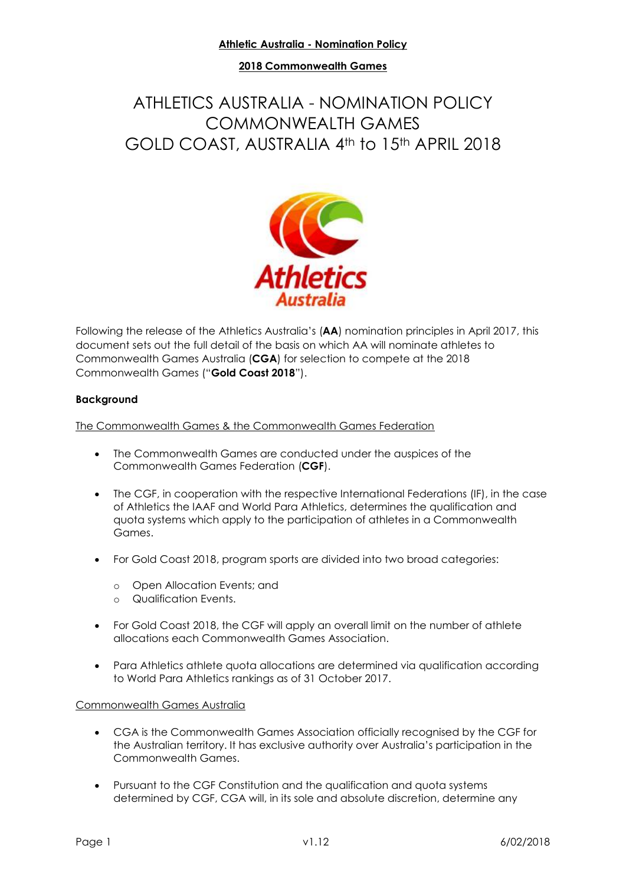# ATHLETICS AUSTRALIA - NOMINATION POLICY COMMONWEALTH GAMES GOLD COAST, AUSTRALIA 4th to 15th APRIL 2018

Following the release of the Athletics Australia's (**AA**) nomination principles in April 2017, this document sets out the full detail of the basis on which AA will nominate athletes to Commonwealth Games Australia (**CGA**) for selection to compete at the 2018 Commonwealth Games ("**Gold Coast 2018**").

**Background**

The Commonwealth Games & the Commonwealth Games Federation

- The Commonwealth Games are conducted under the auspices of the Commonwealth Games Federation (**CGF**).
- The CGF, in cooperation with the respective International Federations (IF), in the case of Athletics the IAAF and World Para Athletics, determines the qualification and quota systems which apply to the participation of athletes in a Commonwealth Games.
- For Gold Coast 2018, program sports are divided into two broad categories:
  - Open Allocation Events; and
  - Qualification Events.
- For Gold Coast 2018, the CGF will apply an overall limit on the number of athlete allocations each Commonwealth Games Association.
- Para Athletics athlete quota allocations are determined via qualification according to World Para Athletics rankings as of 31 October 2017.

Commonwealth Games Australia

- CGA is the Commonwealth Games Association officially recognised by the CGF for the Australian territory. It has exclusive authority over Australia's participation in the Commonwealth Games.
- Pursuant to the CGF Constitution and the qualification and quota systems determined by CGF, CGA will, in its sole and absolute discretion, determine any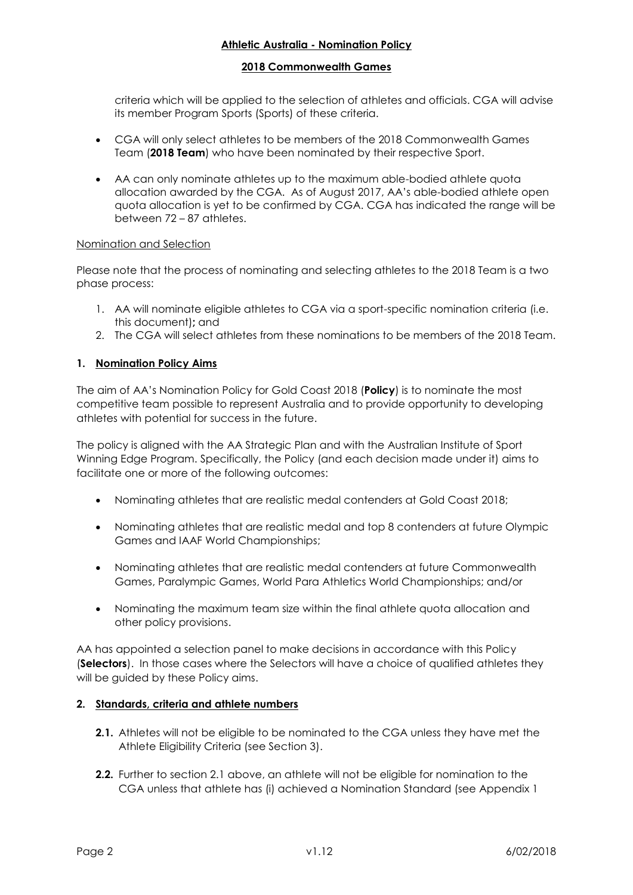criteria which will be applied to the selection of athletes and officials. CGA will advise its member Program Sports (Sports) of these criteria.

- CGA will only select athletes to be members of the 2018 Commonwealth Games Team (**2018 Team**) who have been nominated by their respective Sport.
- AA can only nominate athletes up to the maximum able-bodied athlete quota allocation awarded by the CGA. As of August 2017, AA's able-bodied athlete open quota allocation is yet to be confirmed by CGA. CGA has indicated the range will be between 72 – 87 athletes.

Nomination and Selection

Please note that the process of nominating and selecting athletes to the 2018 Team is a two phase process:

1. AA will nominate eligible athletes to CGA via a sport-specific nomination criteria (i.e. this document)**;** and
2. The CGA will select athletes from these nominations to be members of the 2018 Team.

## 1. Nomination Policy Aims

The aim of AA's Nomination Policy for Gold Coast 2018 (**Policy**) is to nominate the most competitive team possible to represent Australia and to provide opportunity to developing athletes with potential for success in the future.

The policy is aligned with the AA Strategic Plan and with the Australian Institute of Sport Winning Edge Program. Specifically, the Policy (and each decision made under it) aims to facilitate one or more of the following outcomes:

- Nominating athletes that are realistic medal contenders at Gold Coast 2018;
- Nominating athletes that are realistic medal and top 8 contenders at future Olympic Games and IAAF World Championships;
- Nominating athletes that are realistic medal contenders at future Commonwealth Games, Paralympic Games, World Para Athletics World Championships; and/or
- Nominating the maximum team size within the final athlete quota allocation and other policy provisions.

AA has appointed a selection panel to make decisions in accordance with this Policy (**Selectors**). In those cases where the Selectors will have a choice of qualified athletes they will be guided by these Policy aims.

## 2. Standards, criteria and athlete numbers

**2.1.** Athletes will not be eligible to be nominated to the CGA unless they have met the Athlete Eligibility Criteria (see Section 3).

**2.2.** Further to section 2.1 above, an athlete will not be eligible for nomination to the CGA unless that athlete has (i) achieved a Nomination Standard (see Appendix 1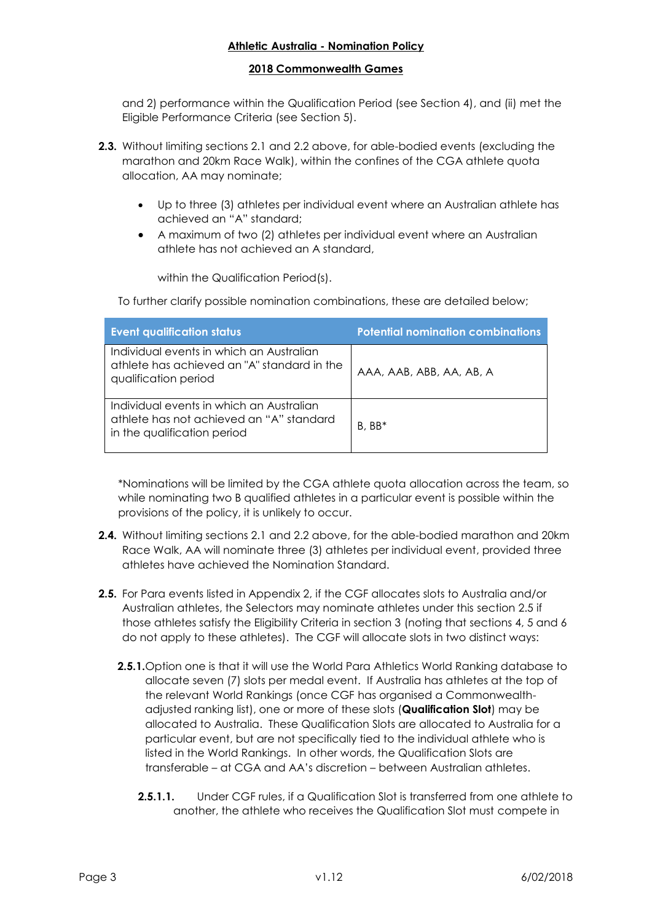and 2) performance within the Qualification Period (see Section 4), and (ii) met the Eligible Performance Criteria (see Section 5).

**2.3.** Without limiting sections 2.1 and 2.2 above, for able-bodied events (excluding the marathon and 20km Race Walk), within the confines of the CGA athlete quota allocation, AA may nominate;

- Up to three (3) athletes per individual event where an Australian athlete has achieved an "A" standard;
- A maximum of two (2) athletes per individual event where an Australian athlete has not achieved an A standard,

  within the Qualification Period(s).

To further clarify possible nomination combinations, these are detailed below;

| Event qualification status | Potential nomination combinations |
|---|---|
| Individual events in which an Australian athlete has achieved an "A" standard in the qualification period | AAA, AAB, ABB, AA, AB, A |
| Individual events in which an Australian athlete has not achieved an "A" standard in the qualification period | B, BB* |

*Nominations will be limited by the CGA athlete quota allocation across the team, so while nominating two B qualified athletes in a particular event is possible within the provisions of the policy, it is unlikely to occur.

**2.4.** Without limiting sections 2.1 and 2.2 above, for the able-bodied marathon and 20km Race Walk, AA will nominate three (3) athletes per individual event, provided three athletes have achieved the Nomination Standard.

**2.5.** For Para events listed in Appendix 2, if the CGF allocates slots to Australia and/or Australian athletes, the Selectors may nominate athletes under this section 2.5 if those athletes satisfy the Eligibility Criteria in section 3 (noting that sections 4, 5 and 6 do not apply to these athletes). The CGF will allocate slots in two distinct ways:

**2.5.1.** Option one is that it will use the World Para Athletics World Ranking database to allocate seven (7) slots per medal event. If Australia has athletes at the top of the relevant World Rankings (once CGF has organised a Commonwealth-adjusted ranking list), one or more of these slots (**Qualification Slot**) may be allocated to Australia. These Qualification Slots are allocated to Australia for a particular event, but are not specifically tied to the individual athlete who is listed in the World Rankings. In other words, the Qualification Slots are transferable – at CGA and AA's discretion – between Australian athletes.

**2.5.1.1.** Under CGF rules, if a Qualification Slot is transferred from one athlete to another, the athlete who receives the Qualification Slot must compete in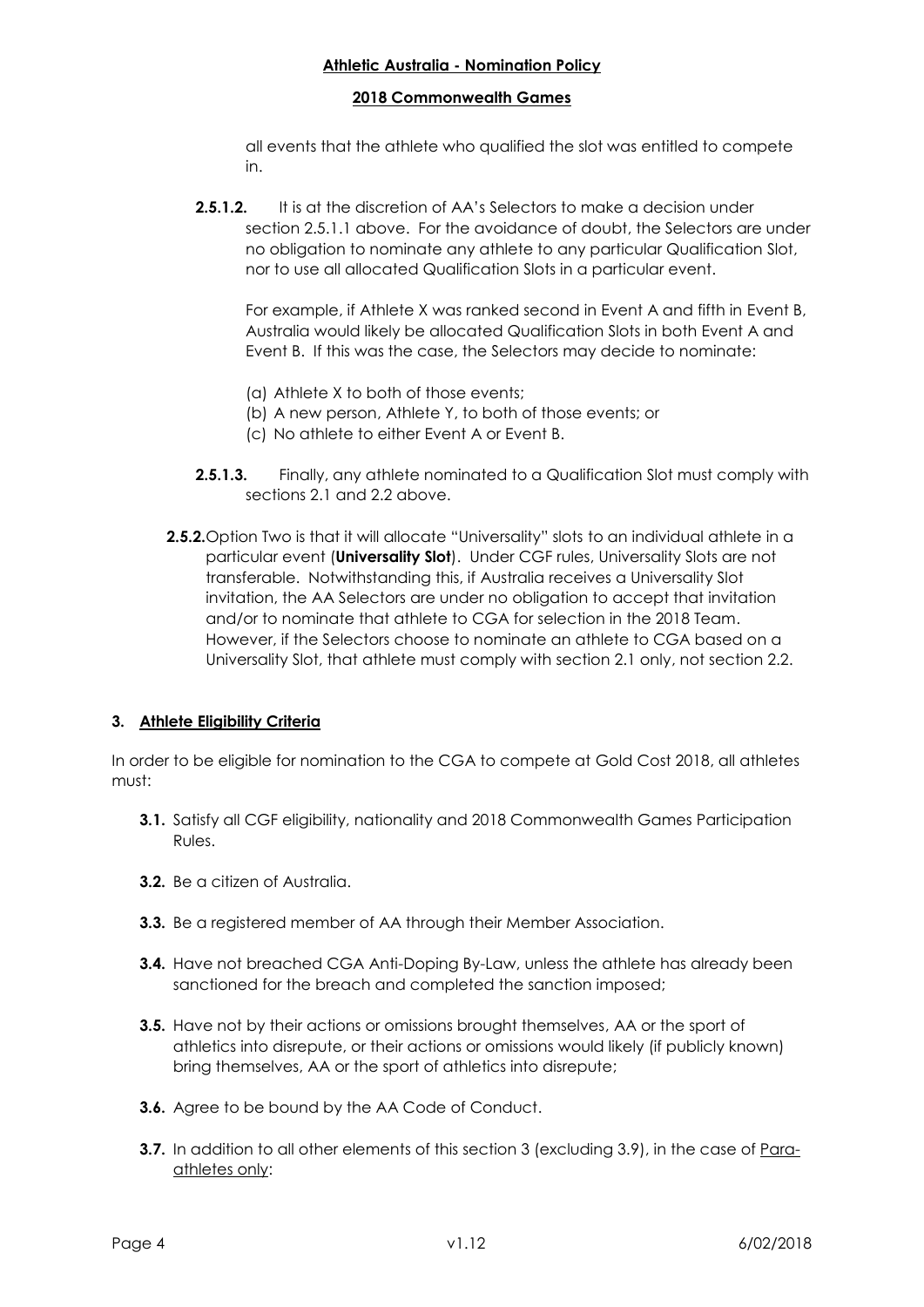all events that the athlete who qualified the slot was entitled to compete in.

**2.5.1.2.** It is at the discretion of AA's Selectors to make a decision under section 2.5.1.1 above. For the avoidance of doubt, the Selectors are under no obligation to nominate any athlete to any particular Qualification Slot, nor to use all allocated Qualification Slots in a particular event.

For example, if Athlete X was ranked second in Event A and fifth in Event B, Australia would likely be allocated Qualification Slots in both Event A and Event B. If this was the case, the Selectors may decide to nominate:

(a) Athlete X to both of those events;
(b) A new person, Athlete Y, to both of those events; or
(c) No athlete to either Event A or Event B.

**2.5.1.3.** Finally, any athlete nominated to a Qualification Slot must comply with sections 2.1 and 2.2 above.

**2.5.2.** Option Two is that it will allocate "Universality" slots to an individual athlete in a particular event (**Universality Slot**). Under CGF rules, Universality Slots are not transferable. Notwithstanding this, if Australia receives a Universality Slot invitation, the AA Selectors are under no obligation to accept that invitation and/or to nominate that athlete to CGA for selection in the 2018 Team. However, if the Selectors choose to nominate an athlete to CGA based on a Universality Slot, that athlete must comply with section 2.1 only, not section 2.2.

## 3. Athlete Eligibility Criteria

In order to be eligible for nomination to the CGA to compete at Gold Cost 2018, all athletes must:

**3.1.** Satisfy all CGF eligibility, nationality and 2018 Commonwealth Games Participation Rules.

**3.2.** Be a citizen of Australia.

**3.3.** Be a registered member of AA through their Member Association.

**3.4.** Have not breached CGA Anti-Doping By-Law, unless the athlete has already been sanctioned for the breach and completed the sanction imposed;

**3.5.** Have not by their actions or omissions brought themselves, AA or the sport of athletics into disrepute, or their actions or omissions would likely (if publicly known) bring themselves, AA or the sport of athletics into disrepute;

**3.6.** Agree to be bound by the AA Code of Conduct.

**3.7.** In addition to all other elements of this section 3 (excluding 3.9), in the case of Para-athletes only: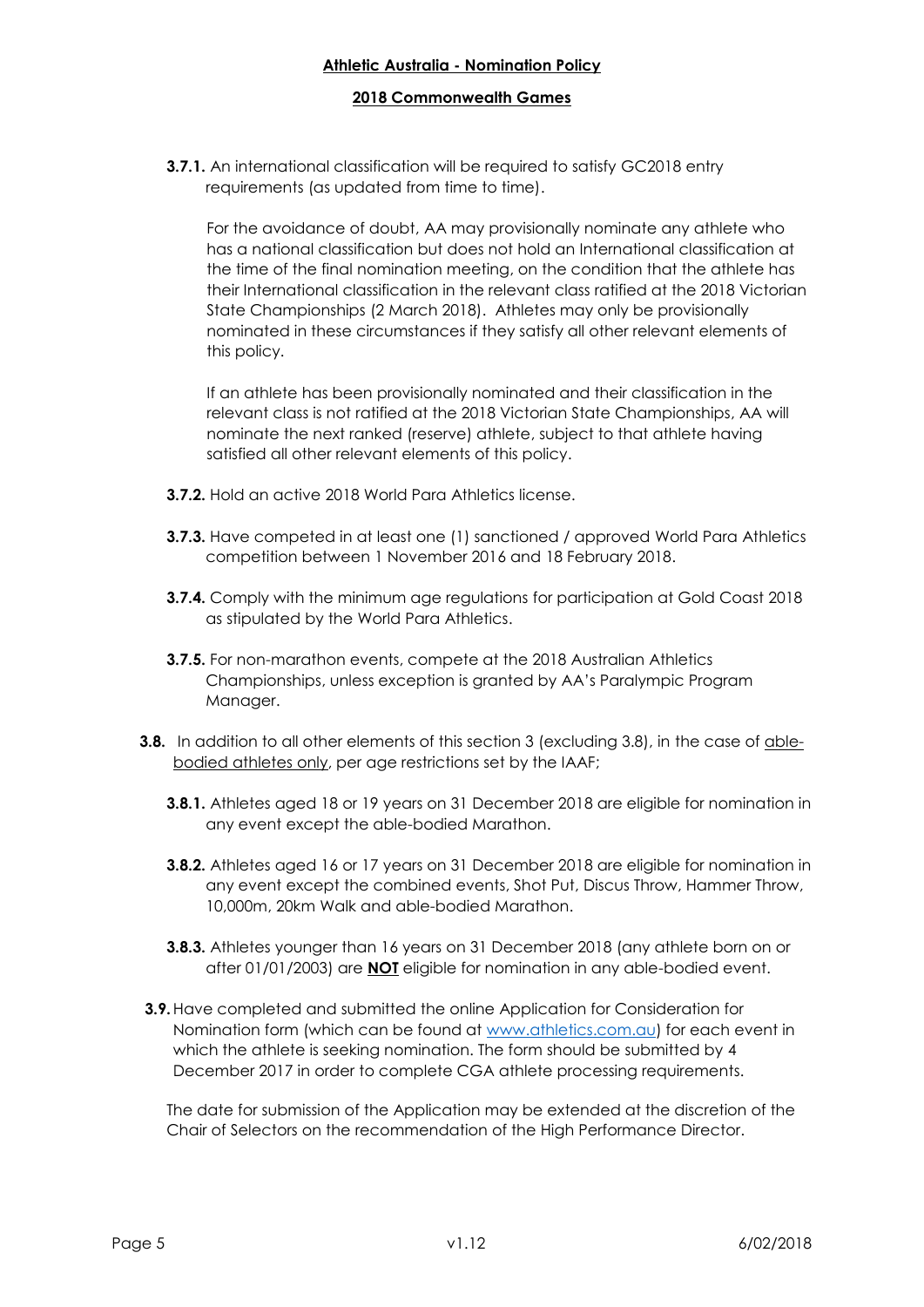**3.7.1.** An international classification will be required to satisfy GC2018 entry requirements (as updated from time to time).

For the avoidance of doubt, AA may provisionally nominate any athlete who has a national classification but does not hold an International classification at the time of the final nomination meeting, on the condition that the athlete has their International classification in the relevant class ratified at the 2018 Victorian State Championships (2 March 2018). Athletes may only be provisionally nominated in these circumstances if they satisfy all other relevant elements of this policy.

If an athlete has been provisionally nominated and their classification in the relevant class is not ratified at the 2018 Victorian State Championships, AA will nominate the next ranked (reserve) athlete, subject to that athlete having satisfied all other relevant elements of this policy.

**3.7.2.** Hold an active 2018 World Para Athletics license.

**3.7.3.** Have competed in at least one (1) sanctioned / approved World Para Athletics competition between 1 November 2016 and 18 February 2018.

**3.7.4.** Comply with the minimum age regulations for participation at Gold Coast 2018 as stipulated by the World Para Athletics.

**3.7.5.** For non-marathon events, compete at the 2018 Australian Athletics Championships, unless exception is granted by AA's Paralympic Program Manager.

**3.8.** In addition to all other elements of this section 3 (excluding 3.8), in the case of <u>able-bodied athletes only</u>, per age restrictions set by the IAAF;

**3.8.1.** Athletes aged 18 or 19 years on 31 December 2018 are eligible for nomination in any event except the able-bodied Marathon.

**3.8.2.** Athletes aged 16 or 17 years on 31 December 2018 are eligible for nomination in any event except the combined events, Shot Put, Discus Throw, Hammer Throw, 10,000m, 20km Walk and able-bodied Marathon.

**3.8.3.** Athletes younger than 16 years on 31 December 2018 (any athlete born on or after 01/01/2003) are <u>**NOT**</u> eligible for nomination in any able-bodied event.

**3.9.** Have completed and submitted the online Application for Consideration for Nomination form (which can be found at [www.athletics.com.au](http://www.athletics.com.au)) for each event in which the athlete is seeking nomination. The form should be submitted by 4 December 2017 in order to complete CGA athlete processing requirements.

The date for submission of the Application may be extended at the discretion of the Chair of Selectors on the recommendation of the High Performance Director.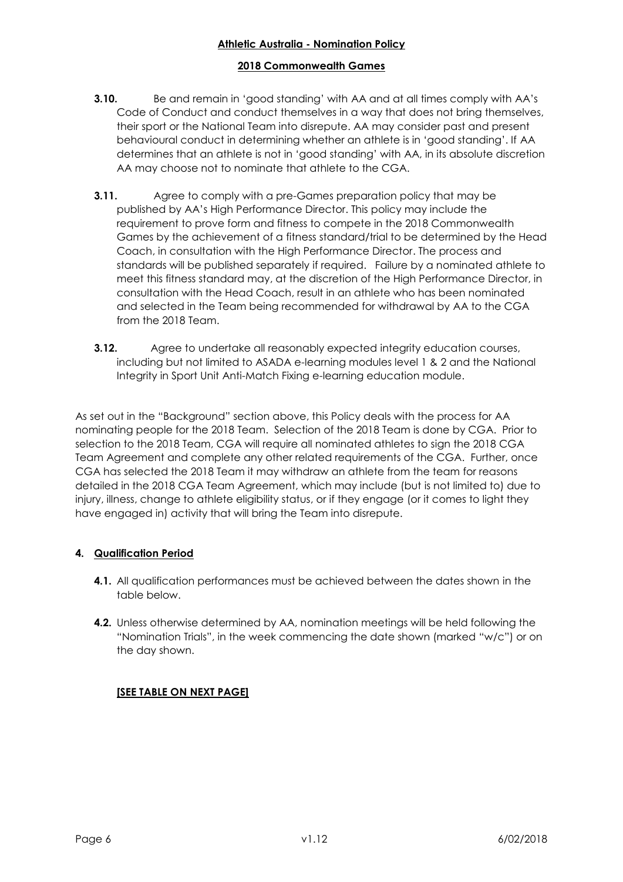**3.10.** Be and remain in 'good standing' with AA and at all times comply with AA's Code of Conduct and conduct themselves in a way that does not bring themselves, their sport or the National Team into disrepute. AA may consider past and present behavioural conduct in determining whether an athlete is in 'good standing'. If AA determines that an athlete is not in 'good standing' with AA, in its absolute discretion AA may choose not to nominate that athlete to the CGA.

**3.11.** Agree to comply with a pre-Games preparation policy that may be published by AA's High Performance Director. This policy may include the requirement to prove form and fitness to compete in the 2018 Commonwealth Games by the achievement of a fitness standard/trial to be determined by the Head Coach, in consultation with the High Performance Director. The process and standards will be published separately if required. Failure by a nominated athlete to meet this fitness standard may, at the discretion of the High Performance Director, in consultation with the Head Coach, result in an athlete who has been nominated and selected in the Team being recommended for withdrawal by AA to the CGA from the 2018 Team.

**3.12.** Agree to undertake all reasonably expected integrity education courses, including but not limited to ASADA e-learning modules level 1 & 2 and the National Integrity in Sport Unit Anti-Match Fixing e-learning education module.

As set out in the "Background" section above, this Policy deals with the process for AA nominating people for the 2018 Team. Selection of the 2018 Team is done by CGA. Prior to selection to the 2018 Team, CGA will require all nominated athletes to sign the 2018 CGA Team Agreement and complete any other related requirements of the CGA. Further, once CGA has selected the 2018 Team it may withdraw an athlete from the team for reasons detailed in the 2018 CGA Team Agreement, which may include (but is not limited to) due to injury, illness, change to athlete eligibility status, or if they engage (or it comes to light they have engaged in) activity that will bring the Team into disrepute.

## 4. Qualification Period

**4.1.** All qualification performances must be achieved between the dates shown in the table below.

**4.2.** Unless otherwise determined by AA, nomination meetings will be held following the "Nomination Trials", in the week commencing the date shown (marked "w/c") or on the day shown.

**[SEE TABLE ON NEXT PAGE]**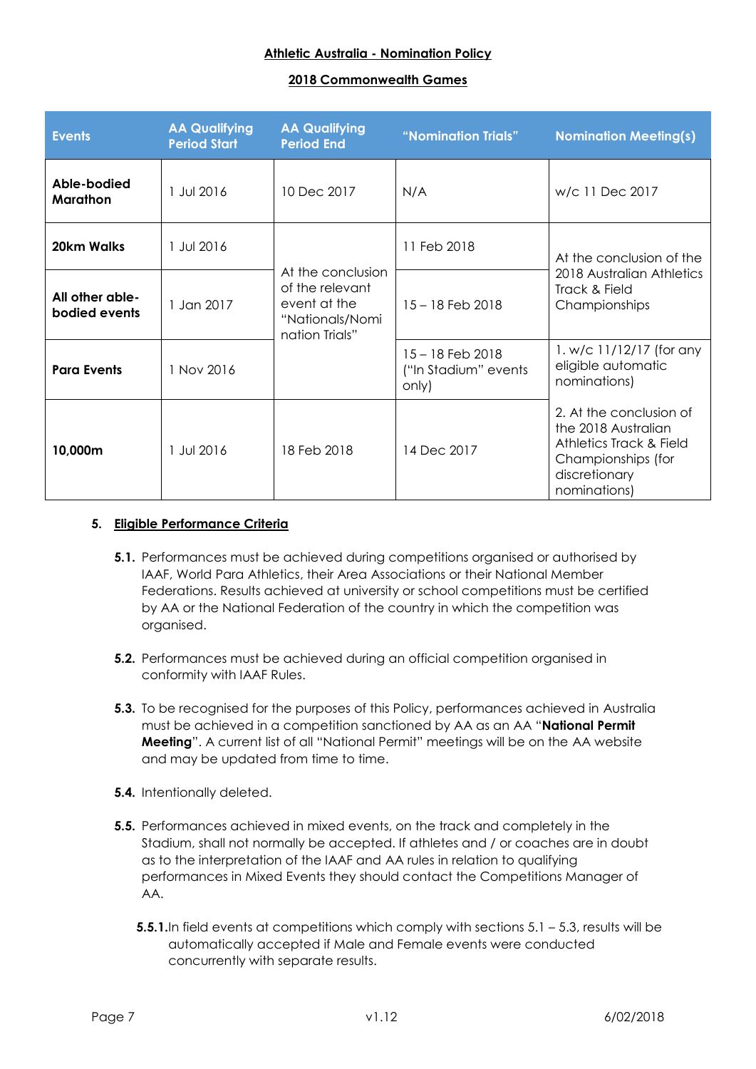**Athletic Australia - Nomination Policy**

**2018 Commonwealth Games**

| Events | AA Qualifying Period Start | AA Qualifying Period End | "Nomination Trials" | Nomination Meeting(s) |
|---|---|---|---|---|
| **Able-bodied Marathon** | 1 Jul 2016 | 10 Dec 2017 | N/A | w/c 11 Dec 2017 |
| **20km Walks** | 1 Jul 2016 | At the conclusion of the relevant event at the "Nationals/Nomination Trials" | 11 Feb 2018 | At the conclusion of the 2018 Australian Athletics Track & Field Championships |
| **All other able-bodied events** | 1 Jan 2017 | At the conclusion of the relevant event at the "Nationals/Nomination Trials" | 15 – 18 Feb 2018 | At the conclusion of the 2018 Australian Athletics Track & Field Championships |
| **Para Events** | 1 Nov 2016 | At the conclusion of the relevant event at the "Nationals/Nomination Trials" | 15 – 18 Feb 2018 ("In Stadium" events only) | 1. w/c 11/12/17 (for any eligible automatic nominations) 2. At the conclusion of the 2018 Australian Athletics Track & Field Championships (for discretionary nominations) |
| **10,000m** | 1 Jul 2016 | 18 Feb 2018 | 14 Dec 2017 | 1. w/c 11/12/17 (for any eligible automatic nominations) 2. At the conclusion of the 2018 Australian Athletics Track & Field Championships (for discretionary nominations) |

## 5. Eligible Performance Criteria

**5.1.** Performances must be achieved during competitions organised or authorised by IAAF, World Para Athletics, their Area Associations or their National Member Federations. Results achieved at university or school competitions must be certified by AA or the National Federation of the country in which the competition was organised.

**5.2.** Performances must be achieved during an official competition organised in conformity with IAAF Rules.

**5.3.** To be recognised for the purposes of this Policy, performances achieved in Australia must be achieved in a competition sanctioned by AA as an AA "**National Permit Meeting**". A current list of all "National Permit" meetings will be on the AA website and may be updated from time to time.

**5.4.** Intentionally deleted.

**5.5.** Performances achieved in mixed events, on the track and completely in the Stadium, shall not normally be accepted. If athletes and / or coaches are in doubt as to the interpretation of the IAAF and AA rules in relation to qualifying performances in Mixed Events they should contact the Competitions Manager of AA.

**5.5.1.** In field events at competitions which comply with sections 5.1 – 5.3, results will be automatically accepted if Male and Female events were conducted concurrently with separate results.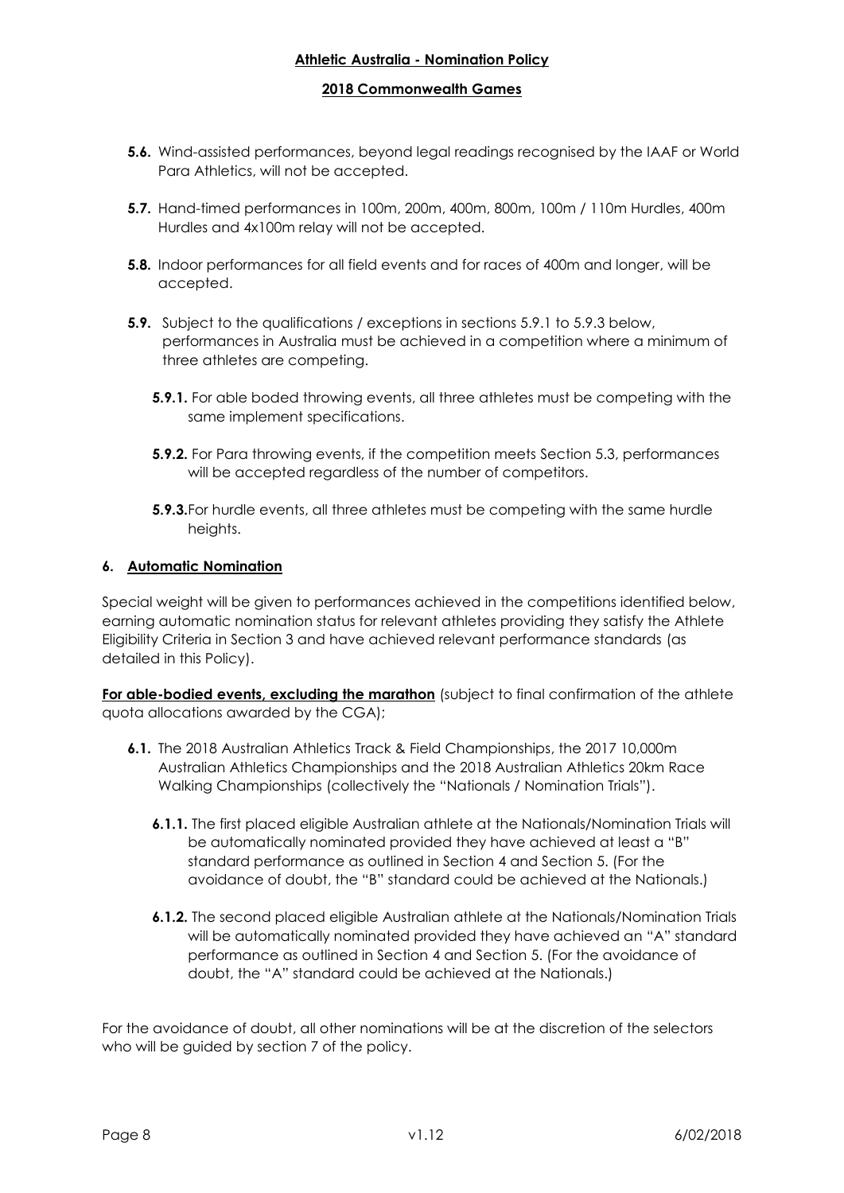**5.6.** Wind-assisted performances, beyond legal readings recognised by the IAAF or World Para Athletics, will not be accepted.

**5.7.** Hand-timed performances in 100m, 200m, 400m, 800m, 100m / 110m Hurdles, 400m Hurdles and 4x100m relay will not be accepted.

**5.8.** Indoor performances for all field events and for races of 400m and longer, will be accepted.

**5.9.** Subject to the qualifications / exceptions in sections 5.9.1 to 5.9.3 below, performances in Australia must be achieved in a competition where a minimum of three athletes are competing.

**5.9.1.** For able boded throwing events, all three athletes must be competing with the same implement specifications.

**5.9.2.** For Para throwing events, if the competition meets Section 5.3, performances will be accepted regardless of the number of competitors.

**5.9.3.** For hurdle events, all three athletes must be competing with the same hurdle heights.

## 6. Automatic Nomination

Special weight will be given to performances achieved in the competitions identified below, earning automatic nomination status for relevant athletes providing they satisfy the Athlete Eligibility Criteria in Section 3 and have achieved relevant performance standards (as detailed in this Policy).

**For able-bodied events, excluding the marathon** (subject to final confirmation of the athlete quota allocations awarded by the CGA);

**6.1.** The 2018 Australian Athletics Track & Field Championships, the 2017 10,000m Australian Athletics Championships and the 2018 Australian Athletics 20km Race Walking Championships (collectively the "Nationals / Nomination Trials").

**6.1.1.** The first placed eligible Australian athlete at the Nationals/Nomination Trials will be automatically nominated provided they have achieved at least a "B" standard performance as outlined in Section 4 and Section 5. (For the avoidance of doubt, the "B" standard could be achieved at the Nationals.)

**6.1.2.** The second placed eligible Australian athlete at the Nationals/Nomination Trials will be automatically nominated provided they have achieved an "A" standard performance as outlined in Section 4 and Section 5. (For the avoidance of doubt, the "A" standard could be achieved at the Nationals.)

For the avoidance of doubt, all other nominations will be at the discretion of the selectors who will be guided by section 7 of the policy.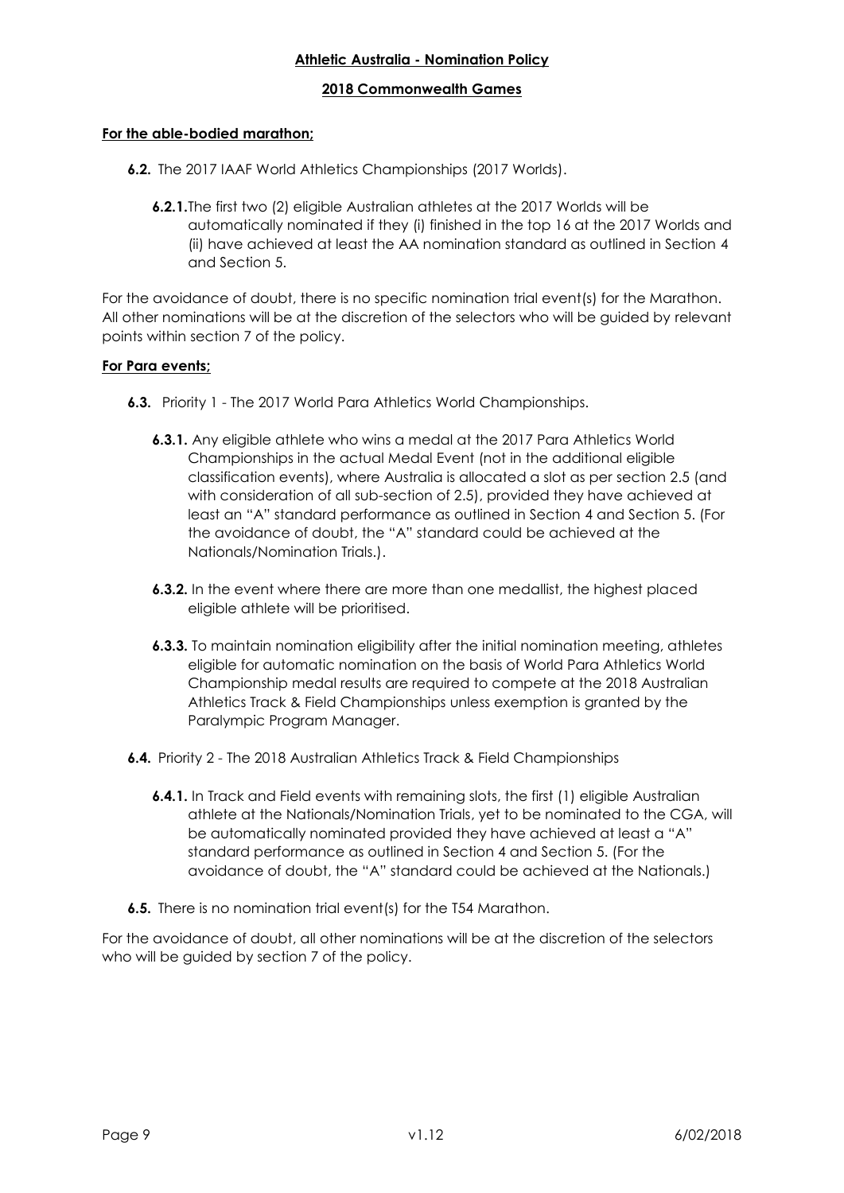**For the able-bodied marathon;**

**6.2.** The 2017 IAAF World Athletics Championships (2017 Worlds).

**6.2.1.** The first two (2) eligible Australian athletes at the 2017 Worlds will be automatically nominated if they (i) finished in the top 16 at the 2017 Worlds and (ii) have achieved at least the AA nomination standard as outlined in Section 4 and Section 5.

For the avoidance of doubt, there is no specific nomination trial event(s) for the Marathon. All other nominations will be at the discretion of the selectors who will be guided by relevant points within section 7 of the policy.

**For Para events;**

**6.3.** Priority 1 - The 2017 World Para Athletics World Championships.

**6.3.1.** Any eligible athlete who wins a medal at the 2017 Para Athletics World Championships in the actual Medal Event (not in the additional eligible classification events), where Australia is allocated a slot as per section 2.5 (and with consideration of all sub-section of 2.5), provided they have achieved at least an "A" standard performance as outlined in Section 4 and Section 5. (For the avoidance of doubt, the "A" standard could be achieved at the Nationals/Nomination Trials.).

**6.3.2.** In the event where there are more than one medallist, the highest placed eligible athlete will be prioritised.

**6.3.3.** To maintain nomination eligibility after the initial nomination meeting, athletes eligible for automatic nomination on the basis of World Para Athletics World Championship medal results are required to compete at the 2018 Australian Athletics Track & Field Championships unless exemption is granted by the Paralympic Program Manager.

**6.4.** Priority 2 - The 2018 Australian Athletics Track & Field Championships

**6.4.1.** In Track and Field events with remaining slots, the first (1) eligible Australian athlete at the Nationals/Nomination Trials, yet to be nominated to the CGA, will be automatically nominated provided they have achieved at least a "A" standard performance as outlined in Section 4 and Section 5. (For the avoidance of doubt, the "A" standard could be achieved at the Nationals.)

**6.5.** There is no nomination trial event(s) for the T54 Marathon.

For the avoidance of doubt, all other nominations will be at the discretion of the selectors who will be guided by section 7 of the policy.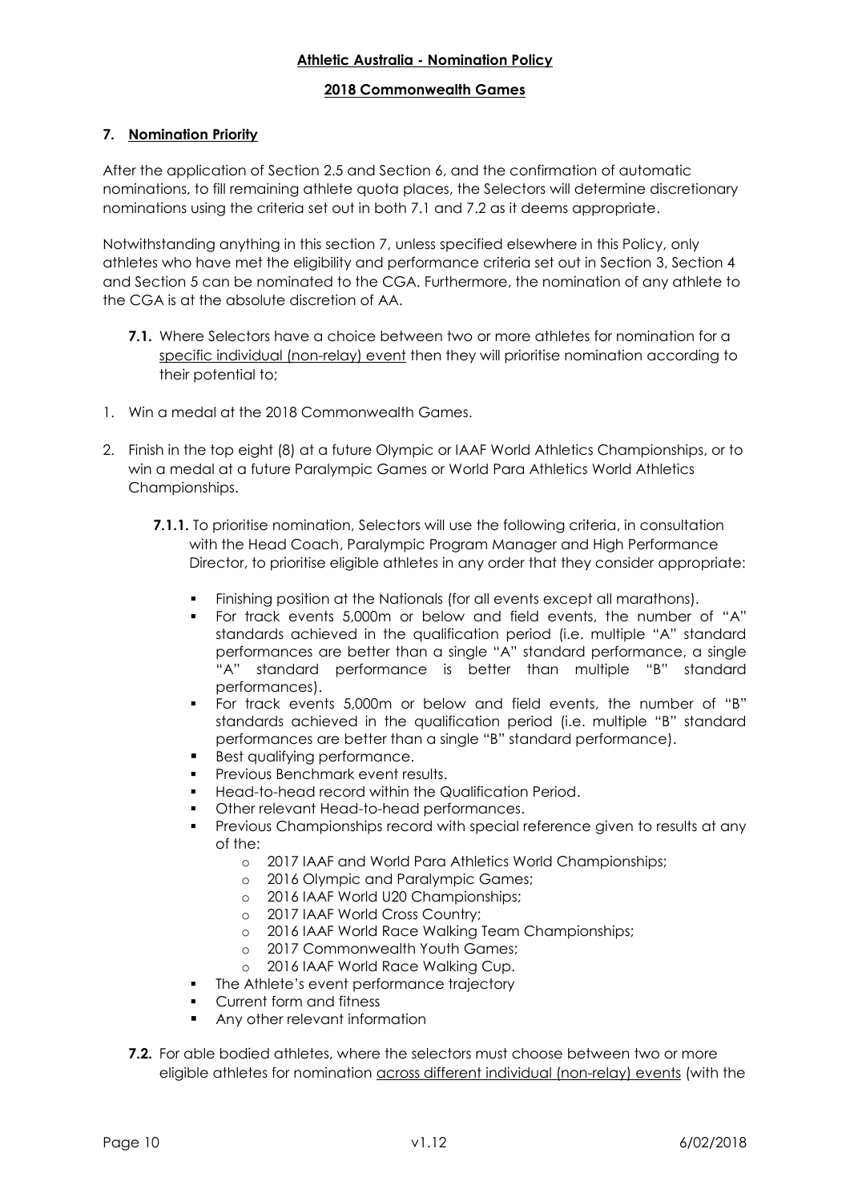## 7. Nomination Priority

After the application of Section 2.5 and Section 6, and the confirmation of automatic nominations, to fill remaining athlete quota places, the Selectors will determine discretionary nominations using the criteria set out in both 7.1 and 7.2 as it deems appropriate.

Notwithstanding anything in this section 7, unless specified elsewhere in this Policy, only athletes who have met the eligibility and performance criteria set out in Section 3, Section 4 and Section 5 can be nominated to the CGA. Furthermore, the nomination of any athlete to the CGA is at the absolute discretion of AA.

**7.1.** Where Selectors have a choice between two or more athletes for nomination for a specific individual (non-relay) event then they will prioritise nomination according to their potential to;

1. Win a medal at the 2018 Commonwealth Games.
2. Finish in the top eight (8) at a future Olympic or IAAF World Athletics Championships, or to win a medal at a future Paralympic Games or World Para Athletics World Athletics Championships.

**7.1.1.** To prioritise nomination, Selectors will use the following criteria, in consultation with the Head Coach, Paralympic Program Manager and High Performance Director, to prioritise eligible athletes in any order that they consider appropriate:

- Finishing position at the Nationals (for all events except all marathons).
- For track events 5,000m or below and field events, the number of "A" standards achieved in the qualification period (i.e. multiple "A" standard performances are better than a single "A" standard performance, a single "A" standard performance is better than multiple "B" standard performances).
- For track events 5,000m or below and field events, the number of "B" standards achieved in the qualification period (i.e. multiple "B" standard performances are better than a single "B" standard performance).
- Best qualifying performance.
- Previous Benchmark event results.
- Head-to-head record within the Qualification Period.
- Other relevant Head-to-head performances.
- Previous Championships record with special reference given to results at any of the:
  - 2017 IAAF and World Para Athletics World Championships;
  - 2016 Olympic and Paralympic Games;
  - 2016 IAAF World U20 Championships;
  - 2017 IAAF World Cross Country;
  - 2016 IAAF World Race Walking Team Championships;
  - 2017 Commonwealth Youth Games;
  - 2016 IAAF World Race Walking Cup.
- The Athlete's event performance trajectory
- Current form and fitness
- Any other relevant information

**7.2.** For able bodied athletes, where the selectors must choose between two or more eligible athletes for nomination across different individual (non-relay) events (with the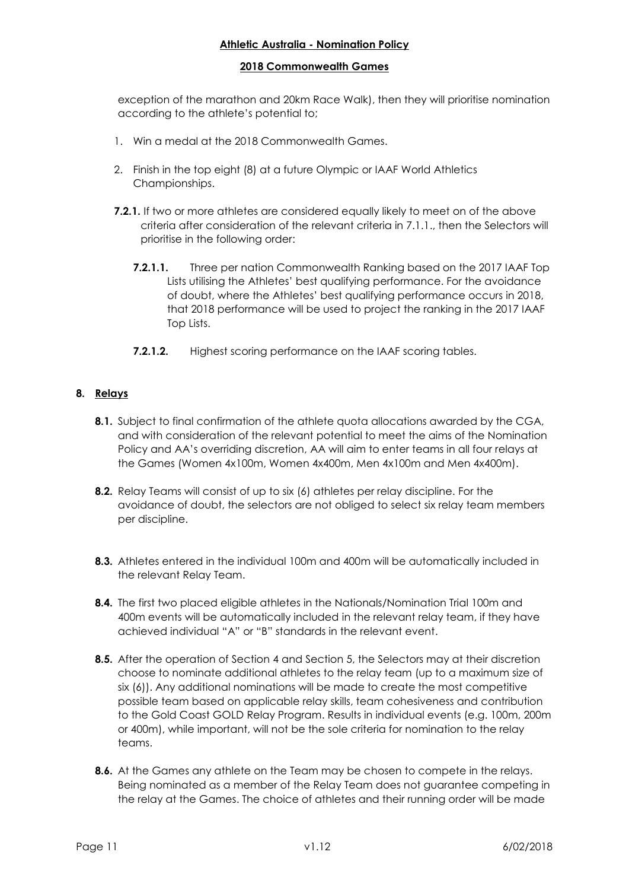exception of the marathon and 20km Race Walk), then they will prioritise nomination according to the athlete's potential to;

1. Win a medal at the 2018 Commonwealth Games.

2. Finish in the top eight (8) at a future Olympic or IAAF World Athletics Championships.

**7.2.1.** If two or more athletes are considered equally likely to meet on of the above criteria after consideration of the relevant criteria in 7.1.1., then the Selectors will prioritise in the following order:

**7.2.1.1.** Three per nation Commonwealth Ranking based on the 2017 IAAF Top Lists utilising the Athletes' best qualifying performance. For the avoidance of doubt, where the Athletes' best qualifying performance occurs in 2018, that 2018 performance will be used to project the ranking in the 2017 IAAF Top Lists.

**7.2.1.2.** Highest scoring performance on the IAAF scoring tables.

## 8. Relays

**8.1.** Subject to final confirmation of the athlete quota allocations awarded by the CGA, and with consideration of the relevant potential to meet the aims of the Nomination Policy and AA's overriding discretion, AA will aim to enter teams in all four relays at the Games (Women 4x100m, Women 4x400m, Men 4x100m and Men 4x400m).

**8.2.** Relay Teams will consist of up to six (6) athletes per relay discipline. For the avoidance of doubt, the selectors are not obliged to select six relay team members per discipline.

**8.3.** Athletes entered in the individual 100m and 400m will be automatically included in the relevant Relay Team.

**8.4.** The first two placed eligible athletes in the Nationals/Nomination Trial 100m and 400m events will be automatically included in the relevant relay team, if they have achieved individual "A" or "B" standards in the relevant event.

**8.5.** After the operation of Section 4 and Section 5, the Selectors may at their discretion choose to nominate additional athletes to the relay team (up to a maximum size of six (6)). Any additional nominations will be made to create the most competitive possible team based on applicable relay skills, team cohesiveness and contribution to the Gold Coast GOLD Relay Program. Results in individual events (e.g. 100m, 200m or 400m), while important, will not be the sole criteria for nomination to the relay teams.

**8.6.** At the Games any athlete on the Team may be chosen to compete in the relays. Being nominated as a member of the Relay Team does not guarantee competing in the relay at the Games. The choice of athletes and their running order will be made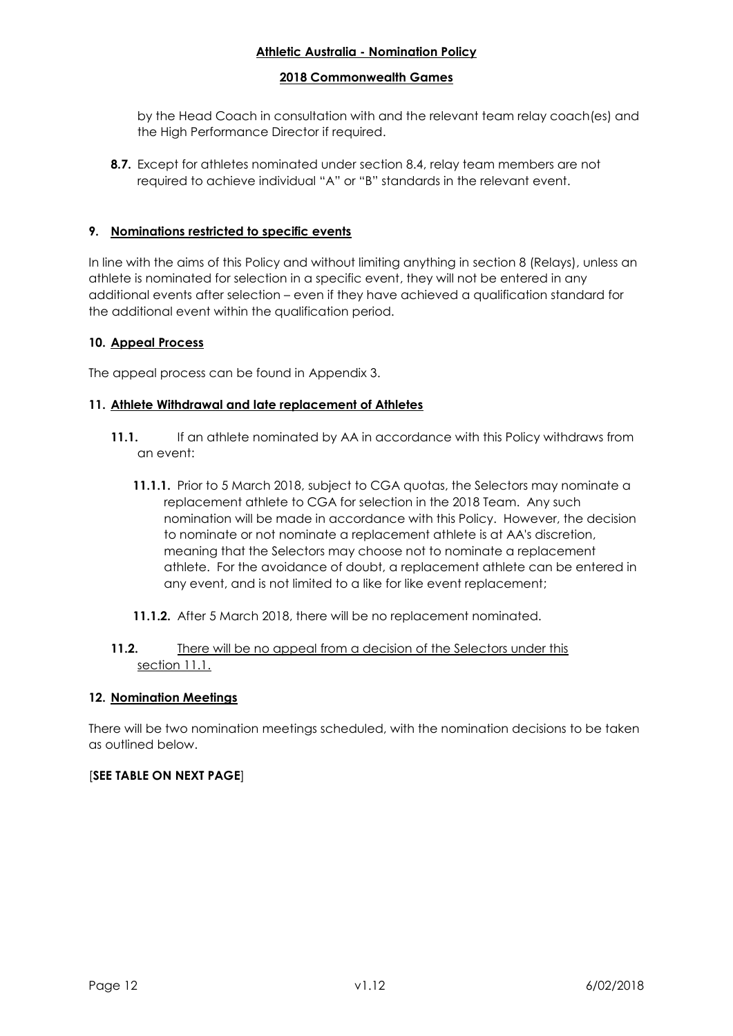by the Head Coach in consultation with and the relevant team relay coach(es) and the High Performance Director if required.

**8.7.** Except for athletes nominated under section 8.4, relay team members are not required to achieve individual "A" or "B" standards in the relevant event.

## 9. Nominations restricted to specific events

In line with the aims of this Policy and without limiting anything in section 8 (Relays), unless an athlete is nominated for selection in a specific event, they will not be entered in any additional events after selection – even if they have achieved a qualification standard for the additional event within the qualification period.

## 10. Appeal Process

The appeal process can be found in Appendix 3.

## 11. Athlete Withdrawal and late replacement of Athletes

**11.1.** If an athlete nominated by AA in accordance with this Policy withdraws from an event:

**11.1.1.** Prior to 5 March 2018, subject to CGA quotas, the Selectors may nominate a replacement athlete to CGA for selection in the 2018 Team. Any such nomination will be made in accordance with this Policy. However, the decision to nominate or not nominate a replacement athlete is at AA's discretion, meaning that the Selectors may choose not to nominate a replacement athlete. For the avoidance of doubt, a replacement athlete can be entered in any event, and is not limited to a like for like event replacement;

**11.1.2.** After 5 March 2018, there will be no replacement nominated.

**11.2.** There will be no appeal from a decision of the Selectors under this section 11.1.

## 12. Nomination Meetings

There will be two nomination meetings scheduled, with the nomination decisions to be taken as outlined below.

[**SEE TABLE ON NEXT PAGE**]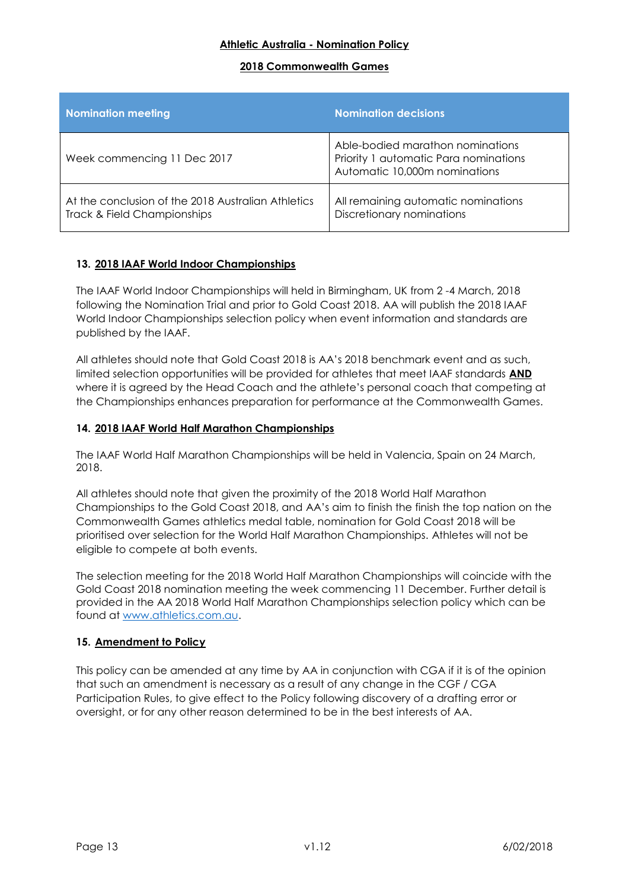| Nomination meeting | Nomination decisions |
| --- | --- |
| Week commencing 11 Dec 2017 | Able-bodied marathon nominations<br>Priority 1 automatic Para nominations<br>Automatic 10,000m nominations |
| At the conclusion of the 2018 Australian Athletics Track & Field Championships | All remaining automatic nominations<br>Discretionary nominations |

## 13. 2018 IAAF World Indoor Championships

The IAAF World Indoor Championships will held in Birmingham, UK from 2 -4 March, 2018 following the Nomination Trial and prior to Gold Coast 2018. AA will publish the 2018 IAAF World Indoor Championships selection policy when event information and standards are published by the IAAF.

All athletes should note that Gold Coast 2018 is AA's 2018 benchmark event and as such, limited selection opportunities will be provided for athletes that meet IAAF standards **AND** where it is agreed by the Head Coach and the athlete's personal coach that competing at the Championships enhances preparation for performance at the Commonwealth Games.

## 14. 2018 IAAF World Half Marathon Championships

The IAAF World Half Marathon Championships will be held in Valencia, Spain on 24 March, 2018.

All athletes should note that given the proximity of the 2018 World Half Marathon Championships to the Gold Coast 2018, and AA's aim to finish the finish the top nation on the Commonwealth Games athletics medal table, nomination for Gold Coast 2018 will be prioritised over selection for the World Half Marathon Championships. Athletes will not be eligible to compete at both events.

The selection meeting for the 2018 World Half Marathon Championships will coincide with the Gold Coast 2018 nomination meeting the week commencing 11 December. Further detail is provided in the AA 2018 World Half Marathon Championships selection policy which can be found at www.athletics.com.au.

## 15. Amendment to Policy

This policy can be amended at any time by AA in conjunction with CGA if it is of the opinion that such an amendment is necessary as a result of any change in the CGF / CGA Participation Rules, to give effect to the Policy following discovery of a drafting error or oversight, or for any other reason determined to be in the best interests of AA.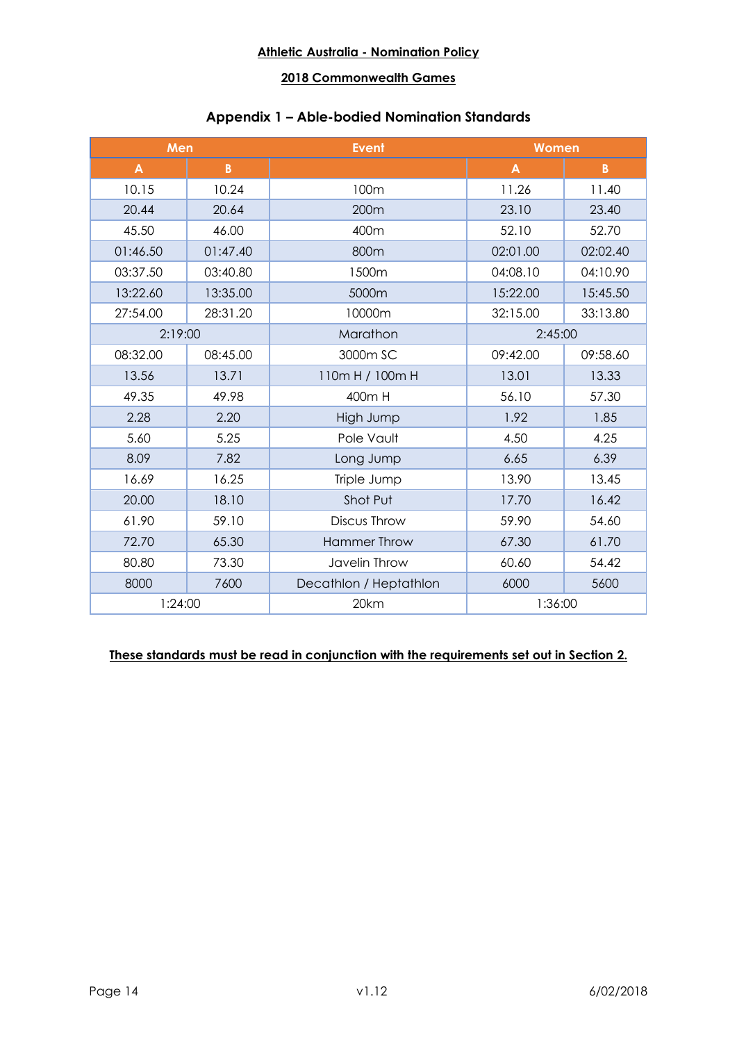**Athletic Australia - Nomination Policy**

**2018 Commonwealth Games**

## Appendix 1 – Able-bodied Nomination Standards

| Men | | Event | Women | |
|---|---|---|---|---|
| A | B | | A | B |
| 10.15 | 10.24 | 100m | 11.26 | 11.40 |
| 20.44 | 20.64 | 200m | 23.10 | 23.40 |
| 45.50 | 46.00 | 400m | 52.10 | 52.70 |
| 01:46.50 | 01:47.40 | 800m | 02:01.00 | 02:02.40 |
| 03:37.50 | 03:40.80 | 1500m | 04:08.10 | 04:10.90 |
| 13:22.60 | 13:35.00 | 5000m | 15:22.00 | 15:45.50 |
| 27:54.00 | 28:31.20 | 10000m | 32:15.00 | 33:13.80 |
| 2:19:00 | | Marathon | 2:45:00 | |
| 08:32.00 | 08:45.00 | 3000m SC | 09:42.00 | 09:58.60 |
| 13.56 | 13.71 | 110m H / 100m H | 13.01 | 13.33 |
| 49.35 | 49.98 | 400m H | 56.10 | 57.30 |
| 2.28 | 2.20 | High Jump | 1.92 | 1.85 |
| 5.60 | 5.25 | Pole Vault | 4.50 | 4.25 |
| 8.09 | 7.82 | Long Jump | 6.65 | 6.39 |
| 16.69 | 16.25 | Triple Jump | 13.90 | 13.45 |
| 20.00 | 18.10 | Shot Put | 17.70 | 16.42 |
| 61.90 | 59.10 | Discus Throw | 59.90 | 54.60 |
| 72.70 | 65.30 | Hammer Throw | 67.30 | 61.70 |
| 80.80 | 73.30 | Javelin Throw | 60.60 | 54.42 |
| 8000 | 7600 | Decathlon / Heptathlon | 6000 | 5600 |
| 1:24:00 | | 20km | 1:36:00 | |

**These standards must be read in conjunction with the requirements set out in Section 2.**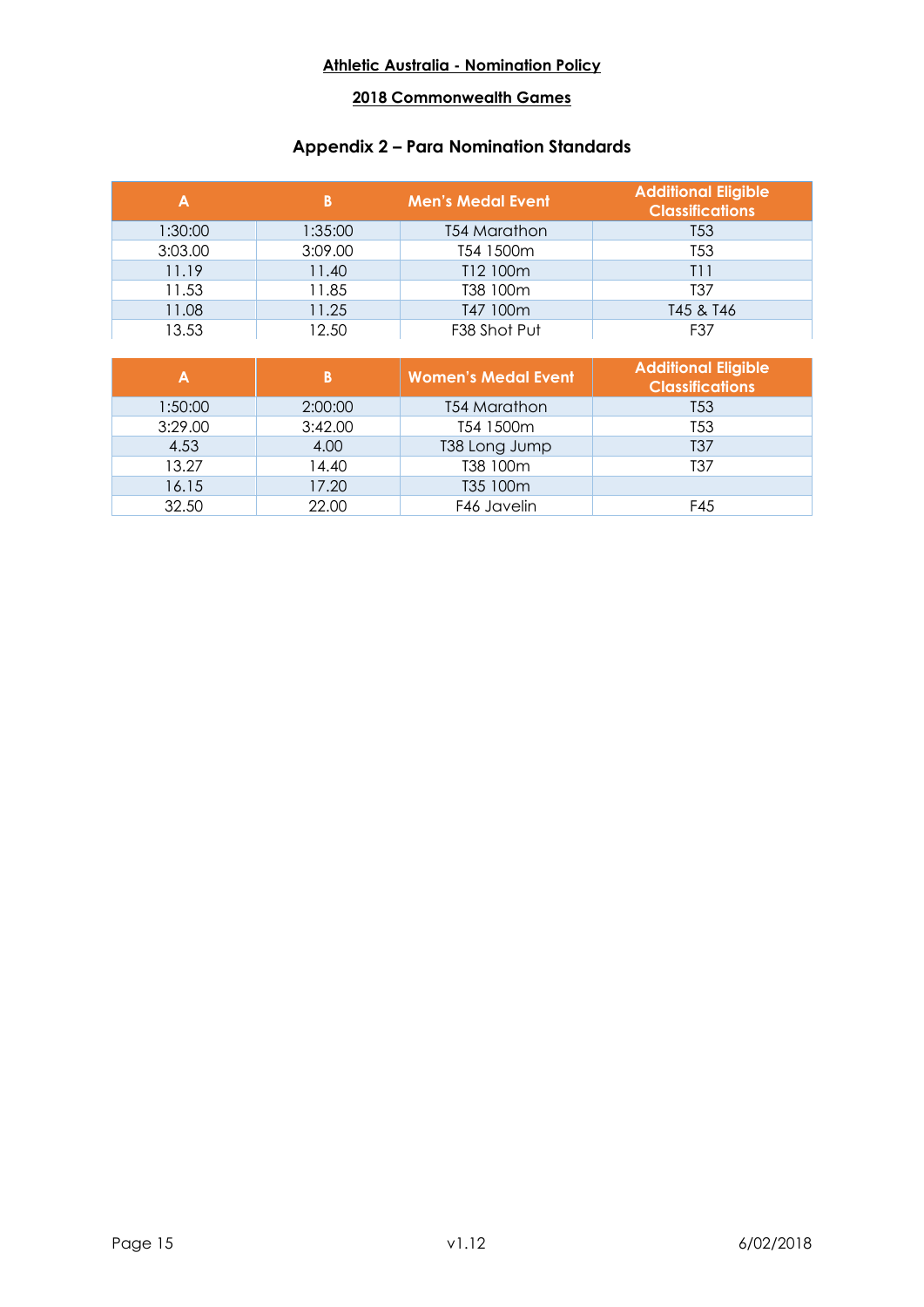**Athletic Australia - Nomination Policy**

**2018 Commonwealth Games**

## Appendix 2 – Para Nomination Standards

| A | B | Men's Medal Event | Additional Eligible Classifications |
|---|---|---|---|
| 1:30:00 | 1:35:00 | T54 Marathon | T53 |
| 3:03.00 | 3:09.00 | T54 1500m | T53 |
| 11.19 | 11.40 | T12 100m | T11 |
| 11.53 | 11.85 | T38 100m | T37 |
| 11.08 | 11.25 | T47 100m | T45 & T46 |
| 13.53 | 12.50 | F38 Shot Put | F37 |

| A | B | Women's Medal Event | Additional Eligible Classifications |
|---|---|---|---|
| 1:50:00 | 2:00:00 | T54 Marathon | T53 |
| 3:29.00 | 3:42.00 | T54 1500m | T53 |
| 4.53 | 4.00 | T38 Long Jump | T37 |
| 13.27 | 14.40 | T38 100m | T37 |
| 16.15 | 17.20 | T35 100m | |
| 32.50 | 22.00 | F46 Javelin | F45 |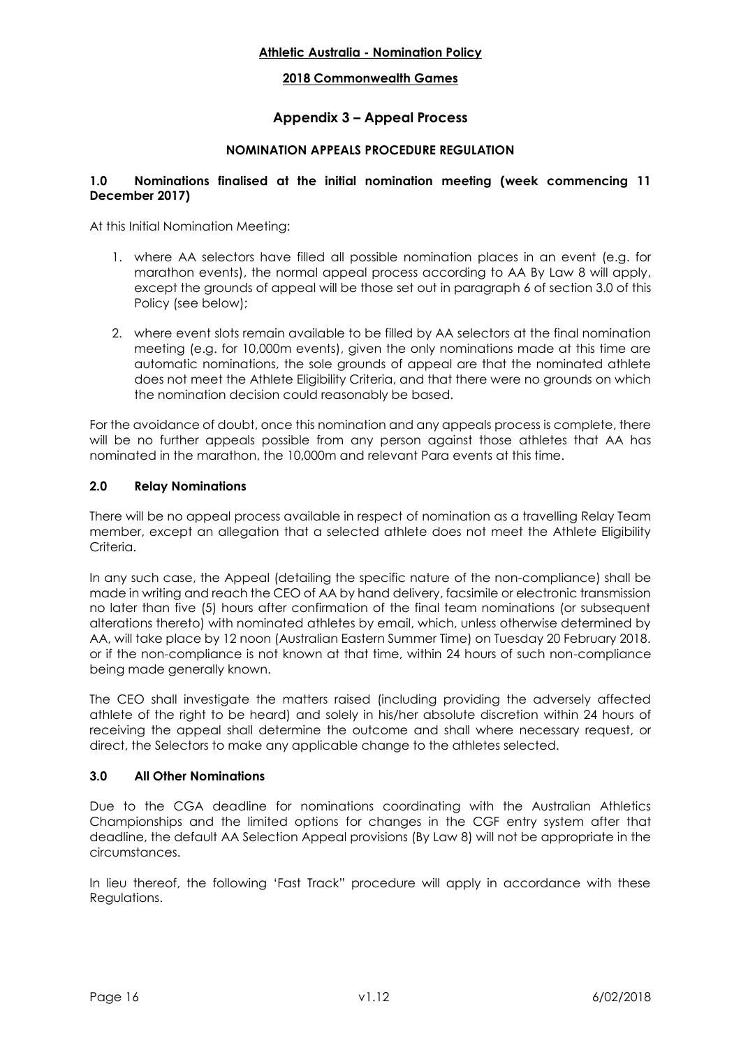# Appendix 3 – Appeal Process

## NOMINATION APPEALS PROCEDURE REGULATION

### 1.0 Nominations finalised at the initial nomination meeting (week commencing 11 December 2017)

At this Initial Nomination Meeting:

1. where AA selectors have filled all possible nomination places in an event (e.g. for marathon events), the normal appeal process according to AA By Law 8 will apply, except the grounds of appeal will be those set out in paragraph 6 of section 3.0 of this Policy (see below);
2. where event slots remain available to be filled by AA selectors at the final nomination meeting (e.g. for 10,000m events), given the only nominations made at this time are automatic nominations, the sole grounds of appeal are that the nominated athlete does not meet the Athlete Eligibility Criteria, and that there were no grounds on which the nomination decision could reasonably be based.

For the avoidance of doubt, once this nomination and any appeals process is complete, there will be no further appeals possible from any person against those athletes that AA has nominated in the marathon, the 10,000m and relevant Para events at this time.

### 2.0 Relay Nominations

There will be no appeal process available in respect of nomination as a travelling Relay Team member, except an allegation that a selected athlete does not meet the Athlete Eligibility Criteria.

In any such case, the Appeal (detailing the specific nature of the non-compliance) shall be made in writing and reach the CEO of AA by hand delivery, facsimile or electronic transmission no later than five (5) hours after confirmation of the final team nominations (or subsequent alterations thereto) with nominated athletes by email, which, unless otherwise determined by AA, will take place by 12 noon (Australian Eastern Summer Time) on Tuesday 20 February 2018. or if the non-compliance is not known at that time, within 24 hours of such non-compliance being made generally known.

The CEO shall investigate the matters raised (including providing the adversely affected athlete of the right to be heard) and solely in his/her absolute discretion within 24 hours of receiving the appeal shall determine the outcome and shall where necessary request, or direct, the Selectors to make any applicable change to the athletes selected.

### 3.0 All Other Nominations

Due to the CGA deadline for nominations coordinating with the Australian Athletics Championships and the limited options for changes in the CGF entry system after that deadline, the default AA Selection Appeal provisions (By Law 8) will not be appropriate in the circumstances.

In lieu thereof, the following 'Fast Track" procedure will apply in accordance with these Regulations.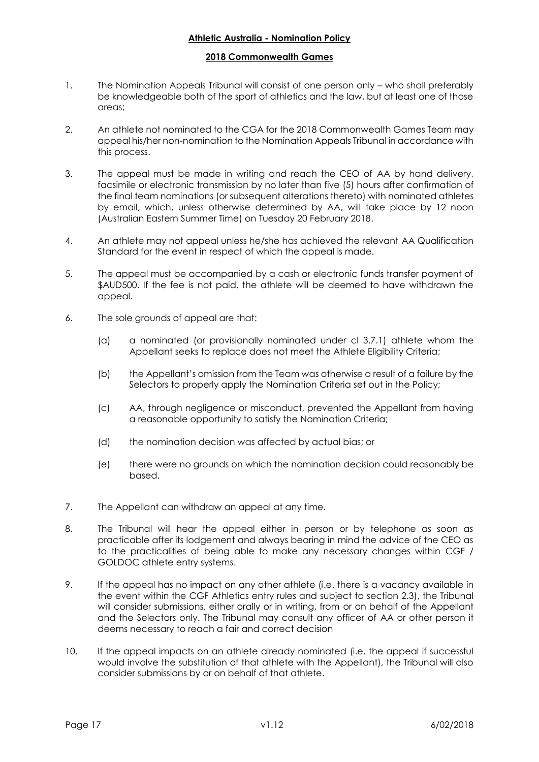**Athletic Australia - Nomination Policy**

**2018 Commonwealth Games**

1. The Nomination Appeals Tribunal will consist of one person only – who shall preferably be knowledgeable both of the sport of athletics and the law, but at least one of those areas;

2. An athlete not nominated to the CGA for the 2018 Commonwealth Games Team may appeal his/her non-nomination to the Nomination Appeals Tribunal in accordance with this process.

3. The appeal must be made in writing and reach the CEO of AA by hand delivery, facsimile or electronic transmission by no later than five (5) hours after confirmation of the final team nominations (or subsequent alterations thereto) with nominated athletes by email, which, unless otherwise determined by AA, will take place by 12 noon (Australian Eastern Summer Time) on Tuesday 20 February 2018.

4. An athlete may not appeal unless he/she has achieved the relevant AA Qualification Standard for the event in respect of which the appeal is made.

5. The appeal must be accompanied by a cash or electronic funds transfer payment of $AUD500. If the fee is not paid, the athlete will be deemed to have withdrawn the appeal.

6. The sole grounds of appeal are that:

   (a) a nominated (or provisionally nominated under cl 3.7.1) athlete whom the Appellant seeks to replace does not meet the Athlete Eligibility Criteria;

   (b) the Appellant's omission from the Team was otherwise a result of a failure by the Selectors to properly apply the Nomination Criteria set out in the Policy;

   (c) AA, through negligence or misconduct, prevented the Appellant from having a reasonable opportunity to satisfy the Nomination Criteria;

   (d) the nomination decision was affected by actual bias; or

   (e) there were no grounds on which the nomination decision could reasonably be based.

7. The Appellant can withdraw an appeal at any time.

8. The Tribunal will hear the appeal either in person or by telephone as soon as practicable after its lodgement and always bearing in mind the advice of the CEO as to the practicalities of being able to make any necessary changes within CGF / GOLDOC athlete entry systems.

9. If the appeal has no impact on any other athlete (i.e. there is a vacancy available in the event within the CGF Athletics entry rules and subject to section 2.3), the Tribunal will consider submissions, either orally or in writing, from or on behalf of the Appellant and the Selectors only. The Tribunal may consult any officer of AA or other person it deems necessary to reach a fair and correct decision

10. If the appeal impacts on an athlete already nominated (i.e. the appeal if successful would involve the substitution of that athlete with the Appellant), the Tribunal will also consider submissions by or on behalf of that athlete.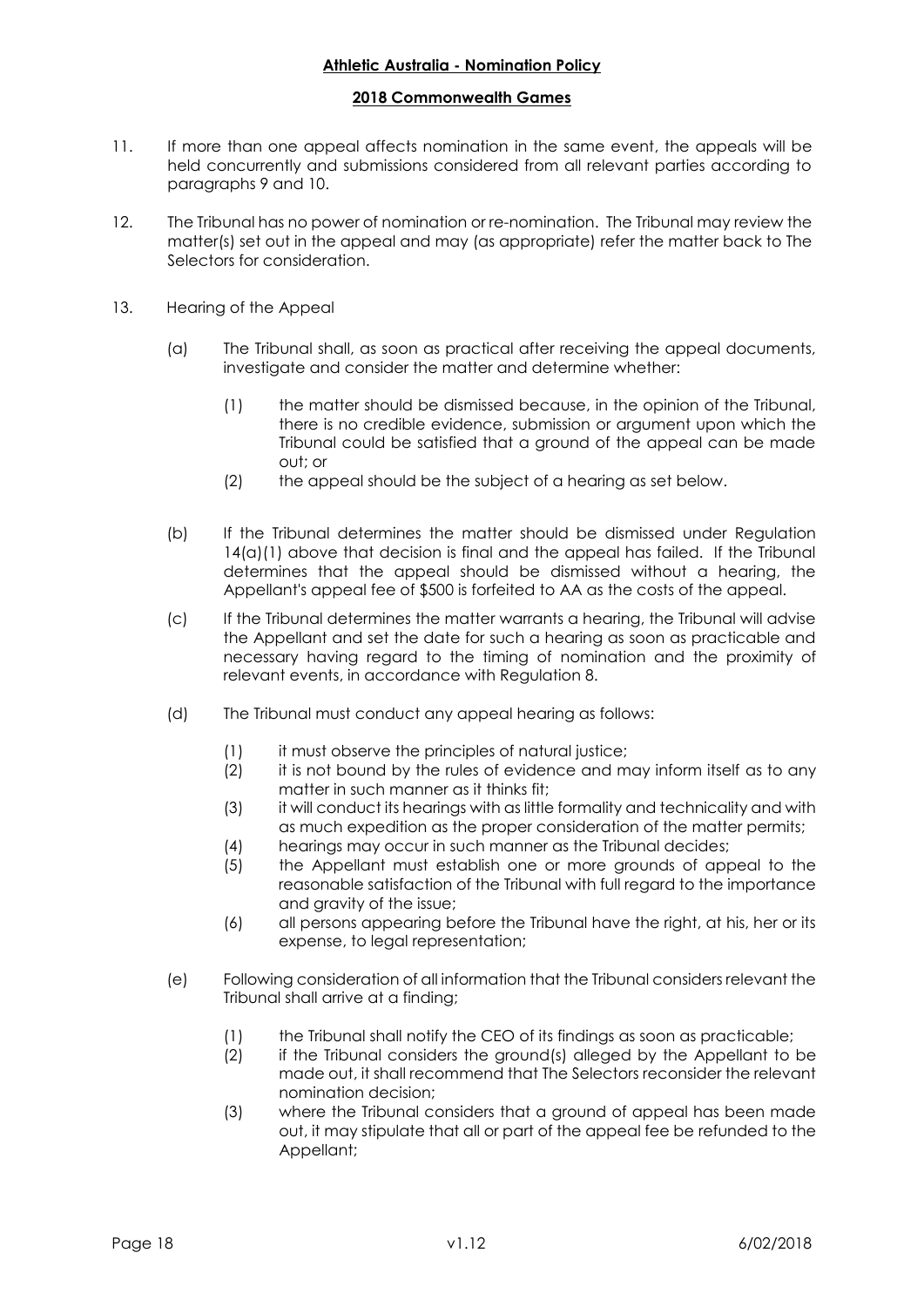11. If more than one appeal affects nomination in the same event, the appeals will be held concurrently and submissions considered from all relevant parties according to paragraphs 9 and 10.

12. The Tribunal has no power of nomination or re-nomination. The Tribunal may review the matter(s) set out in the appeal and may (as appropriate) refer the matter back to The Selectors for consideration.

13. Hearing of the Appeal

    (a) The Tribunal shall, as soon as practical after receiving the appeal documents, investigate and consider the matter and determine whether:

        (1) the matter should be dismissed because, in the opinion of the Tribunal, there is no credible evidence, submission or argument upon which the Tribunal could be satisfied that a ground of the appeal can be made out; or
        (2) the appeal should be the subject of a hearing as set below.

    (b) If the Tribunal determines the matter should be dismissed under Regulation 14(a)(1) above that decision is final and the appeal has failed. If the Tribunal determines that the appeal should be dismissed without a hearing, the Appellant's appeal fee of $500 is forfeited to AA as the costs of the appeal.

    (c) If the Tribunal determines the matter warrants a hearing, the Tribunal will advise the Appellant and set the date for such a hearing as soon as practicable and necessary having regard to the timing of nomination and the proximity of relevant events, in accordance with Regulation 8.

    (d) The Tribunal must conduct any appeal hearing as follows:

        (1) it must observe the principles of natural justice;
        (2) it is not bound by the rules of evidence and may inform itself as to any matter in such manner as it thinks fit;
        (3) it will conduct its hearings with as little formality and technicality and with as much expedition as the proper consideration of the matter permits;
        (4) hearings may occur in such manner as the Tribunal decides;
        (5) the Appellant must establish one or more grounds of appeal to the reasonable satisfaction of the Tribunal with full regard to the importance and gravity of the issue;
        (6) all persons appearing before the Tribunal have the right, at his, her or its expense, to legal representation;

    (e) Following consideration of all information that the Tribunal considers relevant the Tribunal shall arrive at a finding;

        (1) the Tribunal shall notify the CEO of its findings as soon as practicable;
        (2) if the Tribunal considers the ground(s) alleged by the Appellant to be made out, it shall recommend that The Selectors reconsider the relevant nomination decision;
        (3) where the Tribunal considers that a ground of appeal has been made out, it may stipulate that all or part of the appeal fee be refunded to the Appellant;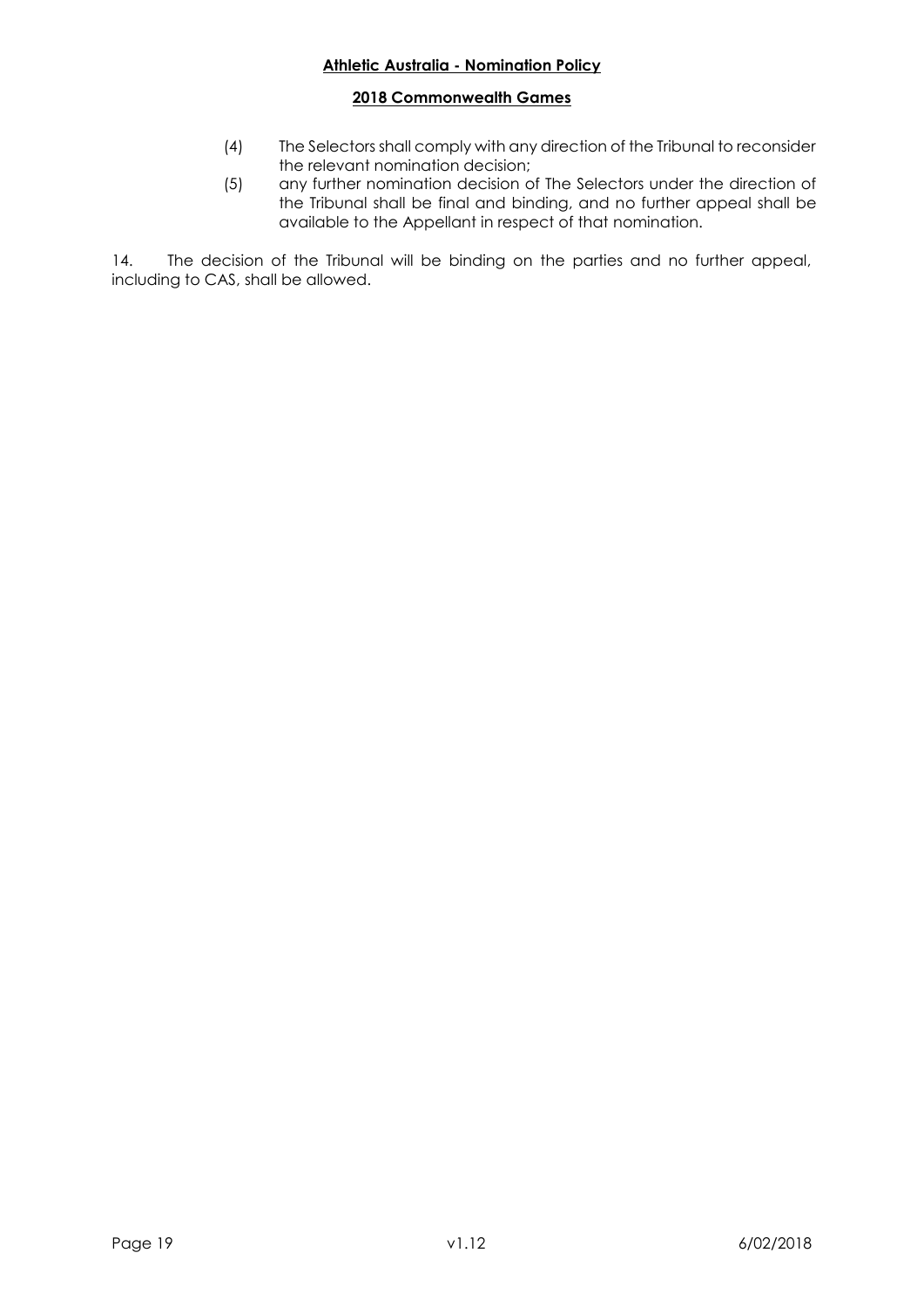(4) The Selectors shall comply with any direction of the Tribunal to reconsider the relevant nomination decision;

(5) any further nomination decision of The Selectors under the direction of the Tribunal shall be final and binding, and no further appeal shall be available to the Appellant in respect of that nomination.

14. The decision of the Tribunal will be binding on the parties and no further appeal, including to CAS, shall be allowed.